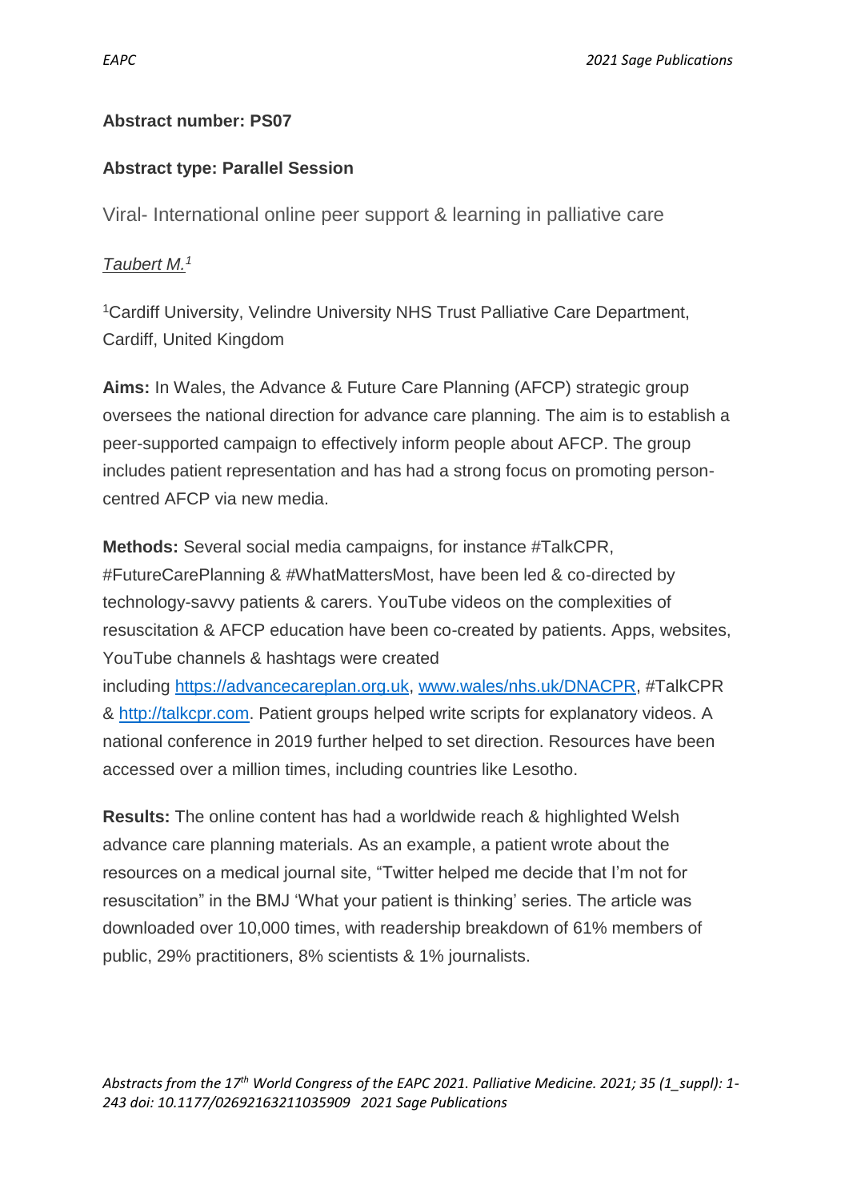**Abstract number: PS07**

**Abstract type: Parallel Session**

Viral- International online peer support & learning in palliative care

*Taubert M.*[1]

[1]Cardiff University, Velindre University NHS Trust Palliative Care Department, Cardiff, United Kingdom

**Aims:** In Wales, the Advance & Future Care Planning (AFCP) strategic group oversees the national direction for advance care planning. The aim is to establish a peer-supported campaign to effectively inform people about AFCP. The group includes patient representation and has had a strong focus on promoting person-centred AFCP via new media.

**Methods:** Several social media campaigns, for instance #TalkCPR, #FutureCarePlanning & #WhatMattersMost, have been led & co-directed by technology-savvy patients & carers. YouTube videos on the complexities of resuscitation & AFCP education have been co-created by patients. Apps, websites, YouTube channels & hashtags were created including https://advancecareplan.org.uk, www.wales/nhs.uk/DNACPR, #TalkCPR & http://talkcpr.com. Patient groups helped write scripts for explanatory videos. A national conference in 2019 further helped to set direction. Resources have been accessed over a million times, including countries like Lesotho.

**Results:** The online content has had a worldwide reach & highlighted Welsh advance care planning materials. As an example, a patient wrote about the resources on a medical journal site, "Twitter helped me decide that I'm not for resuscitation" in the BMJ 'What your patient is thinking' series. The article was downloaded over 10,000 times, with readership breakdown of 61% members of public, 29% practitioners, 8% scientists & 1% journalists.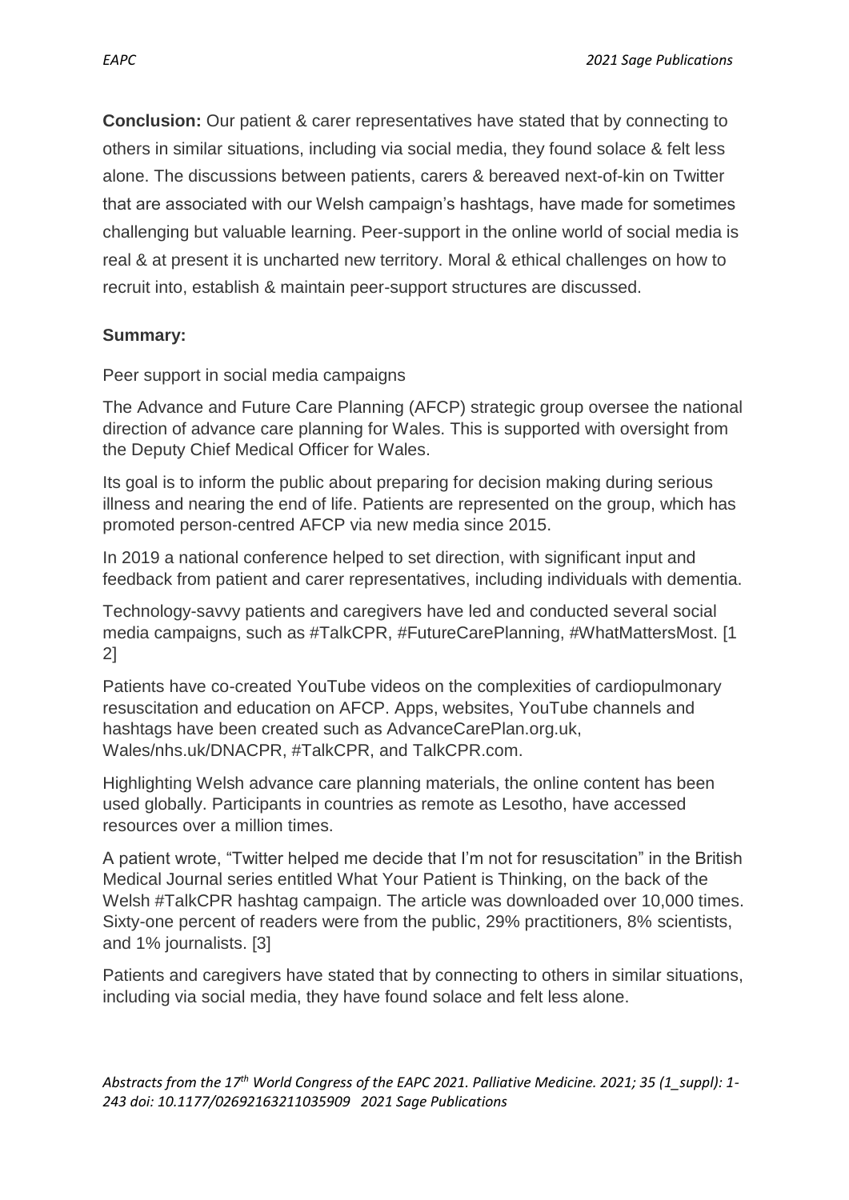**Conclusion:** Our patient & carer representatives have stated that by connecting to others in similar situations, including via social media, they found solace & felt less alone. The discussions between patients, carers & bereaved next-of-kin on Twitter that are associated with our Welsh campaign's hashtags, have made for sometimes challenging but valuable learning. Peer-support in the online world of social media is real & at present it is uncharted new territory. Moral & ethical challenges on how to recruit into, establish & maintain peer-support structures are discussed.

**Summary:**

Peer support in social media campaigns

The Advance and Future Care Planning (AFCP) strategic group oversee the national direction of advance care planning for Wales. This is supported with oversight from the Deputy Chief Medical Officer for Wales.

Its goal is to inform the public about preparing for decision making during serious illness and nearing the end of life. Patients are represented on the group, which has promoted person-centred AFCP via new media since 2015.

In 2019 a national conference helped to set direction, with significant input and feedback from patient and carer representatives, including individuals with dementia.

Technology-savvy patients and caregivers have led and conducted several social media campaigns, such as #TalkCPR, #FutureCarePlanning, #WhatMattersMost. [1 2]

Patients have co-created YouTube videos on the complexities of cardiopulmonary resuscitation and education on AFCP. Apps, websites, YouTube channels and hashtags have been created such as AdvanceCarePlan.org.uk, Wales/nhs.uk/DNACPR, #TalkCPR, and TalkCPR.com.

Highlighting Welsh advance care planning materials, the online content has been used globally. Participants in countries as remote as Lesotho, have accessed resources over a million times.

A patient wrote, "Twitter helped me decide that I'm not for resuscitation" in the British Medical Journal series entitled What Your Patient is Thinking, on the back of the Welsh #TalkCPR hashtag campaign. The article was downloaded over 10,000 times. Sixty-one percent of readers were from the public, 29% practitioners, 8% scientists, and 1% journalists. [3]

Patients and caregivers have stated that by connecting to others in similar situations, including via social media, they have found solace and felt less alone.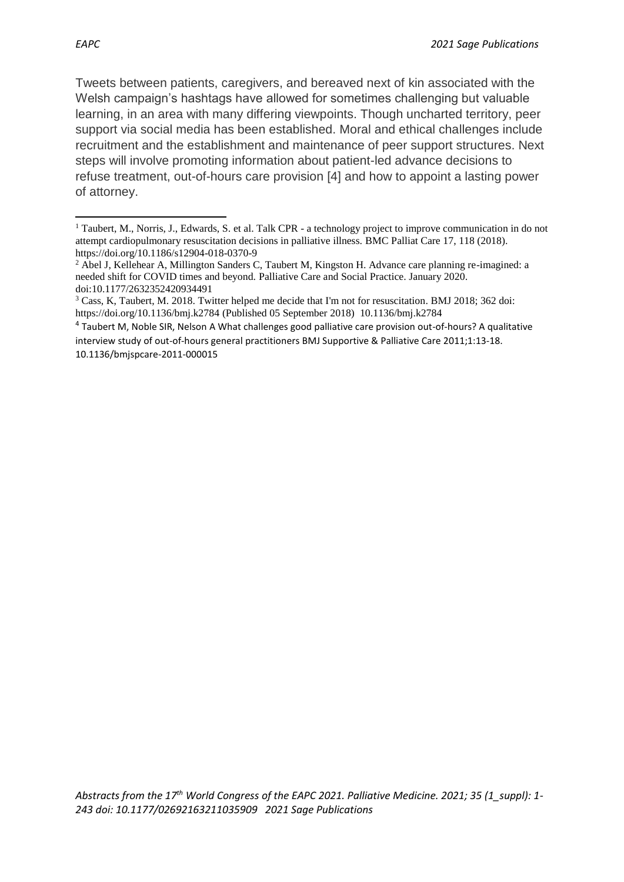Tweets between patients, caregivers, and bereaved next of kin associated with the Welsh campaign's hashtags have allowed for sometimes challenging but valuable learning, in an area with many differing viewpoints. Though uncharted territory, peer support via social media has been established. Moral and ethical challenges include recruitment and the establishment and maintenance of peer support structures. Next steps will involve promoting information about patient-led advance decisions to refuse treatment, out-of-hours care provision [4] and how to appoint a lasting power of attorney.

---

[1] Taubert, M., Norris, J., Edwards, S. et al. Talk CPR - a technology project to improve communication in do not attempt cardiopulmonary resuscitation decisions in palliative illness. BMC Palliat Care 17, 118 (2018). https://doi.org/10.1186/s12904-018-0370-9

[2] Abel J, Kellehear A, Millington Sanders C, Taubert M, Kingston H. Advance care planning re-imagined: a needed shift for COVID times and beyond. Palliative Care and Social Practice. January 2020. doi:10.1177/2632352420934491

[3] Cass, K, Taubert, M. 2018. Twitter helped me decide that I'm not for resuscitation. BMJ 2018; 362 doi: https://doi.org/10.1136/bmj.k2784 (Published 05 September 2018) 10.1136/bmj.k2784

[4] Taubert M, Noble SIR, Nelson A What challenges good palliative care provision out-of-hours? A qualitative interview study of out-of-hours general practitioners BMJ Supportive & Palliative Care 2011;1:13-18. 10.1136/bmjspcare-2011-000015